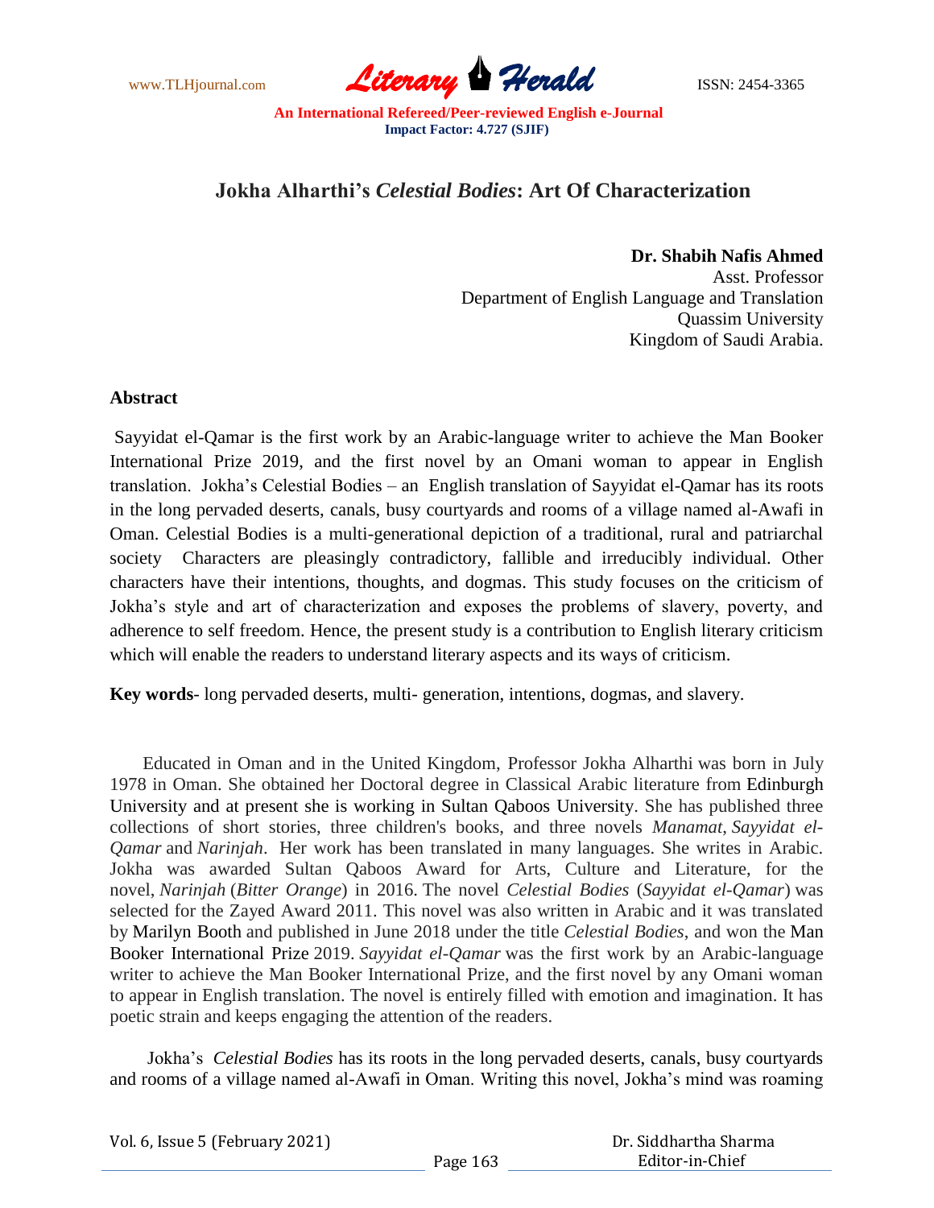# Jokha Alharthi's *Celestial Bodies*: Art Of Characterization

**Dr. Shabih Nafis Ahmed**
Asst. Professor
Department of English Language and Translation
Quassim University
Kingdom of Saudi Arabia.

## Abstract

Sayyidat el-Qamar is the first work by an Arabic-language writer to achieve the Man Booker International Prize 2019, and the first novel by an Omani woman to appear in English translation. Jokha's Celestial Bodies – an English translation of Sayyidat el-Qamar has its roots in the long pervaded deserts, canals, busy courtyards and rooms of a village named al-Awafi in Oman. Celestial Bodies is a multi-generational depiction of a traditional, rural and patriarchal society Characters are pleasingly contradictory, fallible and irreducibly individual. Other characters have their intentions, thoughts, and dogmas. This study focuses on the criticism of Jokha's style and art of characterization and exposes the problems of slavery, poverty, and adherence to self freedom. Hence, the present study is a contribution to English literary criticism which will enable the readers to understand literary aspects and its ways of criticism.

**Key words**- long pervaded deserts, multi- generation, intentions, dogmas, and slavery.

Educated in Oman and in the United Kingdom, Professor Jokha Alharthi was born in July 1978 in Oman. She obtained her Doctoral degree in Classical Arabic literature from Edinburgh University and at present she is working in Sultan Qaboos University. She has published three collections of short stories, three children's books, and three novels *Manamat*, *Sayyidat el-Qamar* and *Narinjah*. Her work has been translated in many languages. She writes in Arabic. Jokha was awarded Sultan Qaboos Award for Arts, Culture and Literature, for the novel, *Narinjah* (*Bitter Orange*) in 2016. The novel *Celestial Bodies* (*Sayyidat el-Qamar*) was selected for the Zayed Award 2011. This novel was also written in Arabic and it was translated by Marilyn Booth and published in June 2018 under the title *Celestial Bodies*, and won the Man Booker International Prize 2019. *Sayyidat el-Qamar* was the first work by an Arabic-language writer to achieve the Man Booker International Prize, and the first novel by any Omani woman to appear in English translation. The novel is entirely filled with emotion and imagination. It has poetic strain and keeps engaging the attention of the readers.

Jokha's *Celestial Bodies* has its roots in the long pervaded deserts, canals, busy courtyards and rooms of a village named al-Awafi in Oman. Writing this novel, Jokha's mind was roaming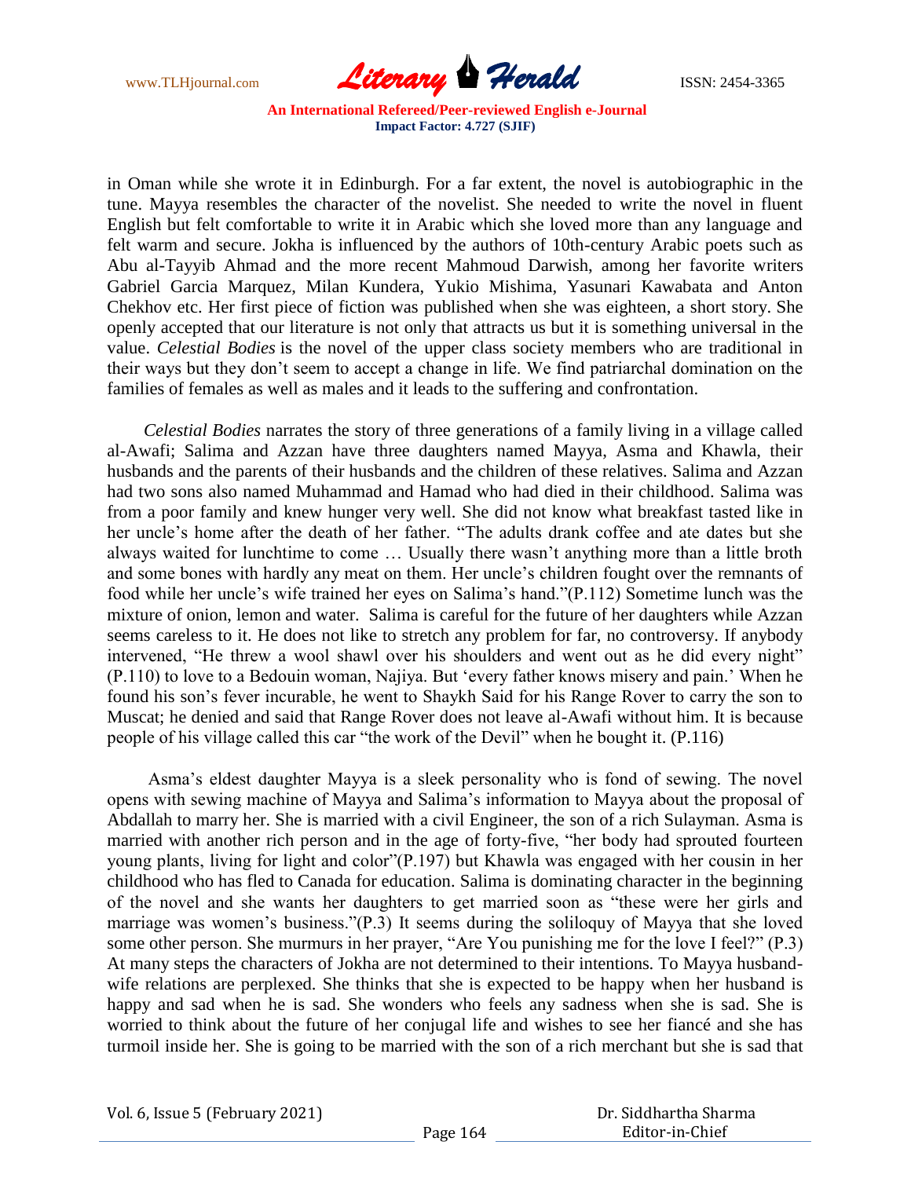in Oman while she wrote it in Edinburgh. For a far extent, the novel is autobiographic in the tune. Mayya resembles the character of the novelist. She needed to write the novel in fluent English but felt comfortable to write it in Arabic which she loved more than any language and felt warm and secure. Jokha is influenced by the authors of 10th-century Arabic poets such as Abu al-Tayyib Ahmad and the more recent Mahmoud Darwish, among her favorite writers Gabriel Garcia Marquez, Milan Kundera, Yukio Mishima, Yasunari Kawabata and Anton Chekhov etc. Her first piece of fiction was published when she was eighteen, a short story. She openly accepted that our literature is not only that attracts us but it is something universal in the value. *Celestial Bodies* is the novel of the upper class society members who are traditional in their ways but they don't seem to accept a change in life. We find patriarchal domination on the families of females as well as males and it leads to the suffering and confrontation.

*Celestial Bodies* narrates the story of three generations of a family living in a village called al-Awafi; Salima and Azzan have three daughters named Mayya, Asma and Khawla, their husbands and the parents of their husbands and the children of these relatives. Salima and Azzan had two sons also named Muhammad and Hamad who had died in their childhood. Salima was from a poor family and knew hunger very well. She did not know what breakfast tasted like in her uncle's home after the death of her father. "The adults drank coffee and ate dates but she always waited for lunchtime to come … Usually there wasn't anything more than a little broth and some bones with hardly any meat on them. Her uncle's children fought over the remnants of food while her uncle's wife trained her eyes on Salima's hand."(P.112) Sometime lunch was the mixture of onion, lemon and water. Salima is careful for the future of her daughters while Azzan seems careless to it. He does not like to stretch any problem for far, no controversy. If anybody intervened, "He threw a wool shawl over his shoulders and went out as he did every night" (P.110) to love to a Bedouin woman, Najiya. But 'every father knows misery and pain.' When he found his son's fever incurable, he went to Shaykh Said for his Range Rover to carry the son to Muscat; he denied and said that Range Rover does not leave al-Awafi without him. It is because people of his village called this car "the work of the Devil" when he bought it. (P.116)

Asma's eldest daughter Mayya is a sleek personality who is fond of sewing. The novel opens with sewing machine of Mayya and Salima's information to Mayya about the proposal of Abdallah to marry her. She is married with a civil Engineer, the son of a rich Sulayman. Asma is married with another rich person and in the age of forty-five, "her body had sprouted fourteen young plants, living for light and color"(P.197) but Khawla was engaged with her cousin in her childhood who has fled to Canada for education. Salima is dominating character in the beginning of the novel and she wants her daughters to get married soon as "these were her girls and marriage was women's business."(P.3) It seems during the soliloquy of Mayya that she loved some other person. She murmurs in her prayer, "Are You punishing me for the love I feel?" (P.3) At many steps the characters of Jokha are not determined to their intentions. To Mayya husband-wife relations are perplexed. She thinks that she is expected to be happy when her husband is happy and sad when he is sad. She wonders who feels any sadness when she is sad. She is worried to think about the future of her conjugal life and wishes to see her fiancé and she has turmoil inside her. She is going to be married with the son of a rich merchant but she is sad that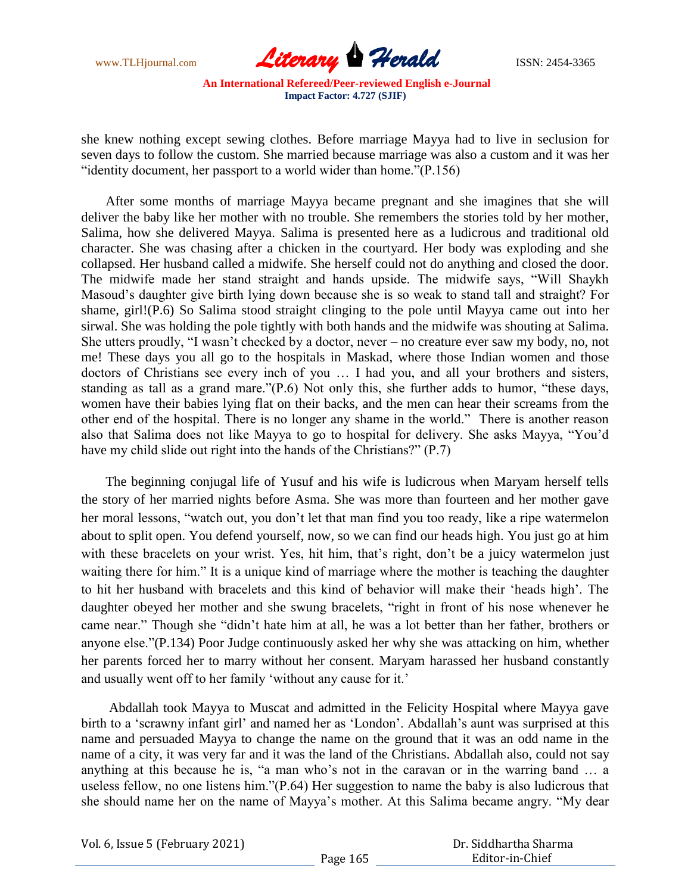she knew nothing except sewing clothes. Before marriage Mayya had to live in seclusion for seven days to follow the custom. She married because marriage was also a custom and it was her "identity document, her passport to a world wider than home."(P.156)

After some months of marriage Mayya became pregnant and she imagines that she will deliver the baby like her mother with no trouble. She remembers the stories told by her mother, Salima, how she delivered Mayya. Salima is presented here as a ludicrous and traditional old character. She was chasing after a chicken in the courtyard. Her body was exploding and she collapsed. Her husband called a midwife. She herself could not do anything and closed the door. The midwife made her stand straight and hands upside. The midwife says, "Will Shaykh Masoud's daughter give birth lying down because she is so weak to stand tall and straight? For shame, girl!(P.6) So Salima stood straight clinging to the pole until Mayya came out into her sirwal. She was holding the pole tightly with both hands and the midwife was shouting at Salima. She utters proudly, "I wasn't checked by a doctor, never – no creature ever saw my body, no, not me! These days you all go to the hospitals in Maskad, where those Indian women and those doctors of Christians see every inch of you … I had you, and all your brothers and sisters, standing as tall as a grand mare."(P.6) Not only this, she further adds to humor, "these days, women have their babies lying flat on their backs, and the men can hear their screams from the other end of the hospital. There is no longer any shame in the world." There is another reason also that Salima does not like Mayya to go to hospital for delivery. She asks Mayya, "You'd have my child slide out right into the hands of the Christians?" (P.7)

The beginning conjugal life of Yusuf and his wife is ludicrous when Maryam herself tells the story of her married nights before Asma. She was more than fourteen and her mother gave her moral lessons, "watch out, you don't let that man find you too ready, like a ripe watermelon about to split open. You defend yourself, now, so we can find our heads high. You just go at him with these bracelets on your wrist. Yes, hit him, that's right, don't be a juicy watermelon just waiting there for him." It is a unique kind of marriage where the mother is teaching the daughter to hit her husband with bracelets and this kind of behavior will make their 'heads high'. The daughter obeyed her mother and she swung bracelets, "right in front of his nose whenever he came near." Though she "didn't hate him at all, he was a lot better than her father, brothers or anyone else."(P.134) Poor Judge continuously asked her why she was attacking on him, whether her parents forced her to marry without her consent. Maryam harassed her husband constantly and usually went off to her family 'without any cause for it.'

Abdallah took Mayya to Muscat and admitted in the Felicity Hospital where Mayya gave birth to a 'scrawny infant girl' and named her as 'London'. Abdallah's aunt was surprised at this name and persuaded Mayya to change the name on the ground that it was an odd name in the name of a city, it was very far and it was the land of the Christians. Abdallah also, could not say anything at this because he is, "a man who's not in the caravan or in the warring band … a useless fellow, no one listens him."(P.64) Her suggestion to name the baby is also ludicrous that she should name her on the name of Mayya's mother. At this Salima became angry. "My dear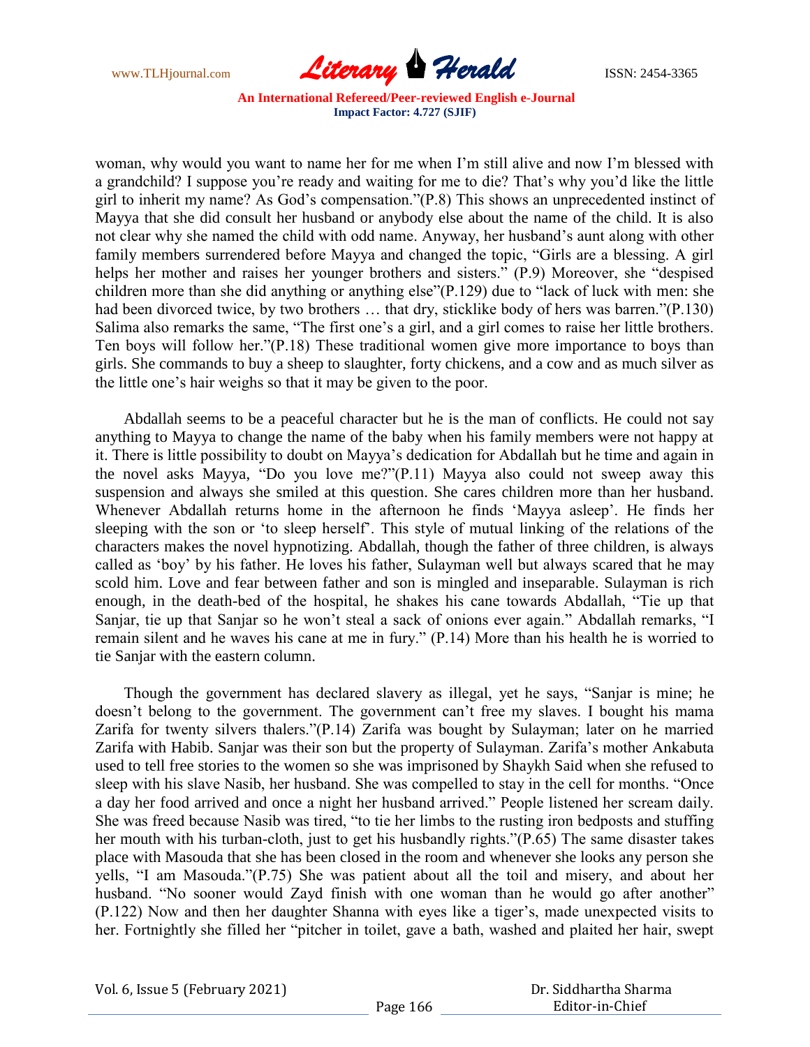woman, why would you want to name her for me when I'm still alive and now I'm blessed with a grandchild? I suppose you're ready and waiting for me to die? That's why you'd like the little girl to inherit my name? As God's compensation."(P.8) This shows an unprecedented instinct of Mayya that she did consult her husband or anybody else about the name of the child. It is also not clear why she named the child with odd name. Anyway, her husband's aunt along with other family members surrendered before Mayya and changed the topic, "Girls are a blessing. A girl helps her mother and raises her younger brothers and sisters." (P.9) Moreover, she "despised children more than she did anything or anything else"(P.129) due to "lack of luck with men: she had been divorced twice, by two brothers … that dry, sticklike body of hers was barren."(P.130) Salima also remarks the same, "The first one's a girl, and a girl comes to raise her little brothers. Ten boys will follow her."(P.18) These traditional women give more importance to boys than girls. She commands to buy a sheep to slaughter, forty chickens, and a cow and as much silver as the little one's hair weighs so that it may be given to the poor.

Abdallah seems to be a peaceful character but he is the man of conflicts. He could not say anything to Mayya to change the name of the baby when his family members were not happy at it. There is little possibility to doubt on Mayya's dedication for Abdallah but he time and again in the novel asks Mayya, "Do you love me?"(P.11) Mayya also could not sweep away this suspension and always she smiled at this question. She cares children more than her husband. Whenever Abdallah returns home in the afternoon he finds 'Mayya asleep'. He finds her sleeping with the son or 'to sleep herself'. This style of mutual linking of the relations of the characters makes the novel hypnotizing. Abdallah, though the father of three children, is always called as 'boy' by his father. He loves his father, Sulayman well but always scared that he may scold him. Love and fear between father and son is mingled and inseparable. Sulayman is rich enough, in the death-bed of the hospital, he shakes his cane towards Abdallah, "Tie up that Sanjar, tie up that Sanjar so he won't steal a sack of onions ever again." Abdallah remarks, "I remain silent and he waves his cane at me in fury." (P.14) More than his health he is worried to tie Sanjar with the eastern column.

Though the government has declared slavery as illegal, yet he says, "Sanjar is mine; he doesn't belong to the government. The government can't free my slaves. I bought his mama Zarifa for twenty silvers thalers."(P.14) Zarifa was bought by Sulayman; later on he married Zarifa with Habib. Sanjar was their son but the property of Sulayman. Zarifa's mother Ankabuta used to tell free stories to the women so she was imprisoned by Shaykh Said when she refused to sleep with his slave Nasib, her husband. She was compelled to stay in the cell for months. "Once a day her food arrived and once a night her husband arrived." People listened her scream daily. She was freed because Nasib was tired, "to tie her limbs to the rusting iron bedposts and stuffing her mouth with his turban-cloth, just to get his husbandly rights."(P.65) The same disaster takes place with Masouda that she has been closed in the room and whenever she looks any person she yells, "I am Masouda."(P.75) She was patient about all the toil and misery, and about her husband. "No sooner would Zayd finish with one woman than he would go after another" (P.122) Now and then her daughter Shanna with eyes like a tiger's, made unexpected visits to her. Fortnightly she filled her "pitcher in toilet, gave a bath, washed and plaited her hair, swept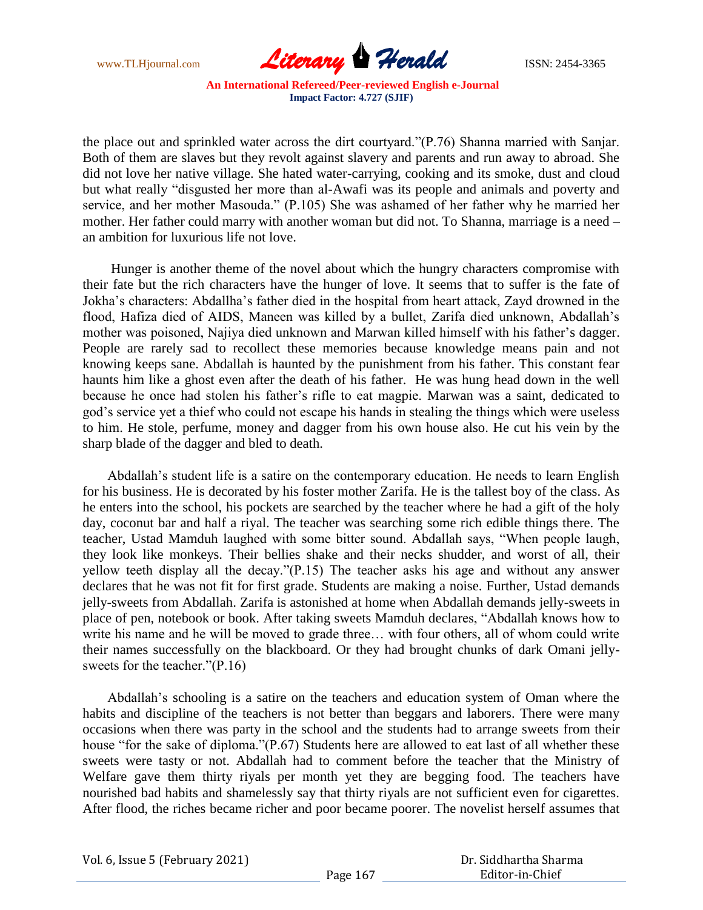the place out and sprinkled water across the dirt courtyard."(P.76) Shanna married with Sanjar. Both of them are slaves but they revolt against slavery and parents and run away to abroad. She did not love her native village. She hated water-carrying, cooking and its smoke, dust and cloud but what really "disgusted her more than al-Awafi was its people and animals and poverty and service, and her mother Masouda." (P.105) She was ashamed of her father why he married her mother. Her father could marry with another woman but did not. To Shanna, marriage is a need – an ambition for luxurious life not love.

Hunger is another theme of the novel about which the hungry characters compromise with their fate but the rich characters have the hunger of love. It seems that to suffer is the fate of Jokha's characters: Abdallha's father died in the hospital from heart attack, Zayd drowned in the flood, Hafiza died of AIDS, Maneen was killed by a bullet, Zarifa died unknown, Abdallah's mother was poisoned, Najiya died unknown and Marwan killed himself with his father's dagger. People are rarely sad to recollect these memories because knowledge means pain and not knowing keeps sane. Abdallah is haunted by the punishment from his father. This constant fear haunts him like a ghost even after the death of his father. He was hung head down in the well because he once had stolen his father's rifle to eat magpie. Marwan was a saint, dedicated to god's service yet a thief who could not escape his hands in stealing the things which were useless to him. He stole, perfume, money and dagger from his own house also. He cut his vein by the sharp blade of the dagger and bled to death.

Abdallah's student life is a satire on the contemporary education. He needs to learn English for his business. He is decorated by his foster mother Zarifa. He is the tallest boy of the class. As he enters into the school, his pockets are searched by the teacher where he had a gift of the holy day, coconut bar and half a riyal. The teacher was searching some rich edible things there. The teacher, Ustad Mamduh laughed with some bitter sound. Abdallah says, "When people laugh, they look like monkeys. Their bellies shake and their necks shudder, and worst of all, their yellow teeth display all the decay."(P.15) The teacher asks his age and without any answer declares that he was not fit for first grade. Students are making a noise. Further, Ustad demands jelly-sweets from Abdallah. Zarifa is astonished at home when Abdallah demands jelly-sweets in place of pen, notebook or book. After taking sweets Mamduh declares, "Abdallah knows how to write his name and he will be moved to grade three… with four others, all of whom could write their names successfully on the blackboard. Or they had brought chunks of dark Omani jelly-sweets for the teacher."(P.16)

Abdallah's schooling is a satire on the teachers and education system of Oman where the habits and discipline of the teachers is not better than beggars and laborers. There were many occasions when there was party in the school and the students had to arrange sweets from their house "for the sake of diploma."(P.67) Students here are allowed to eat last of all whether these sweets were tasty or not. Abdallah had to comment before the teacher that the Ministry of Welfare gave them thirty riyals per month yet they are begging food. The teachers have nourished bad habits and shamelessly say that thirty riyals are not sufficient even for cigarettes. After flood, the riches became richer and poor became poorer. The novelist herself assumes that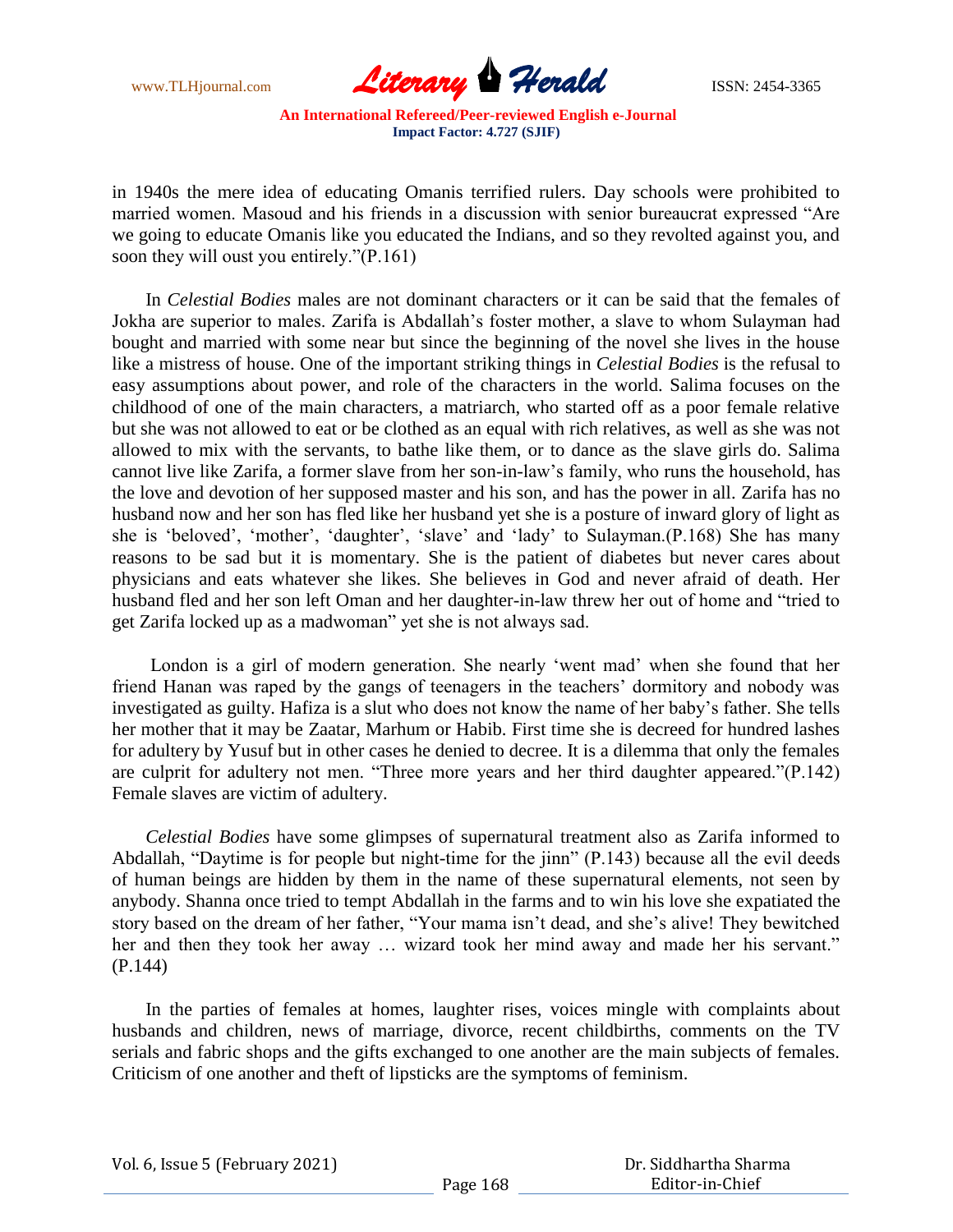in 1940s the mere idea of educating Omanis terrified rulers. Day schools were prohibited to married women. Masoud and his friends in a discussion with senior bureaucrat expressed "Are we going to educate Omanis like you educated the Indians, and so they revolted against you, and soon they will oust you entirely."(P.161)

In *Celestial Bodies* males are not dominant characters or it can be said that the females of Jokha are superior to males. Zarifa is Abdallah's foster mother, a slave to whom Sulayman had bought and married with some near but since the beginning of the novel she lives in the house like a mistress of house. One of the important striking things in *Celestial Bodies* is the refusal to easy assumptions about power, and role of the characters in the world. Salima focuses on the childhood of one of the main characters, a matriarch, who started off as a poor female relative but she was not allowed to eat or be clothed as an equal with rich relatives, as well as she was not allowed to mix with the servants, to bathe like them, or to dance as the slave girls do. Salima cannot live like Zarifa, a former slave from her son-in-law's family, who runs the household, has the love and devotion of her supposed master and his son, and has the power in all. Zarifa has no husband now and her son has fled like her husband yet she is a posture of inward glory of light as she is 'beloved', 'mother', 'daughter', 'slave' and 'lady' to Sulayman.(P.168) She has many reasons to be sad but it is momentary. She is the patient of diabetes but never cares about physicians and eats whatever she likes. She believes in God and never afraid of death. Her husband fled and her son left Oman and her daughter-in-law threw her out of home and "tried to get Zarifa locked up as a madwoman" yet she is not always sad.

London is a girl of modern generation. She nearly 'went mad' when she found that her friend Hanan was raped by the gangs of teenagers in the teachers' dormitory and nobody was investigated as guilty. Hafiza is a slut who does not know the name of her baby's father. She tells her mother that it may be Zaatar, Marhum or Habib. First time she is decreed for hundred lashes for adultery by Yusuf but in other cases he denied to decree. It is a dilemma that only the females are culprit for adultery not men. "Three more years and her third daughter appeared."(P.142) Female slaves are victim of adultery.

*Celestial Bodies* have some glimpses of supernatural treatment also as Zarifa informed to Abdallah, "Daytime is for people but night-time for the jinn" (P.143) because all the evil deeds of human beings are hidden by them in the name of these supernatural elements, not seen by anybody. Shanna once tried to tempt Abdallah in the farms and to win his love she expatiated the story based on the dream of her father, "Your mama isn't dead, and she's alive! They bewitched her and then they took her away … wizard took her mind away and made her his servant." (P.144)

In the parties of females at homes, laughter rises, voices mingle with complaints about husbands and children, news of marriage, divorce, recent childbirths, comments on the TV serials and fabric shops and the gifts exchanged to one another are the main subjects of females. Criticism of one another and theft of lipsticks are the symptoms of feminism.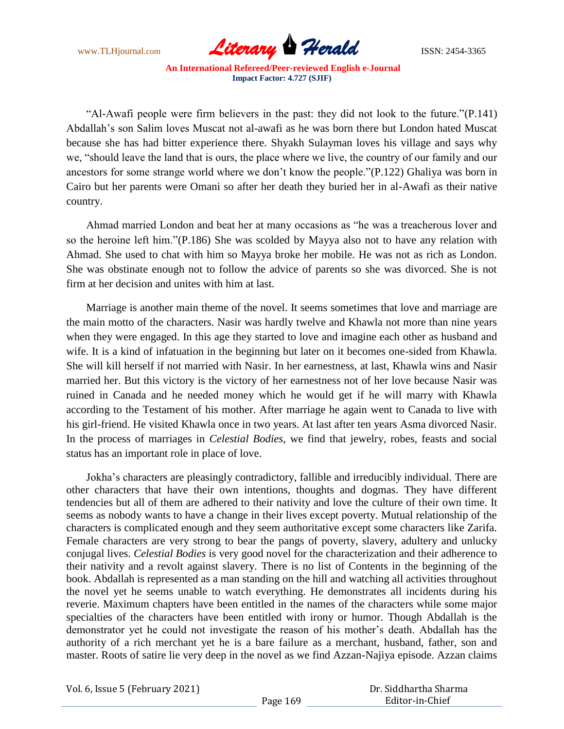"Al-Awafi people were firm believers in the past: they did not look to the future."(P.141) Abdallah's son Salim loves Muscat not al-awafi as he was born there but London hated Muscat because she has had bitter experience there. Shyakh Sulayman loves his village and says why we, "should leave the land that is ours, the place where we live, the country of our family and our ancestors for some strange world where we don't know the people."(P.122) Ghaliya was born in Cairo but her parents were Omani so after her death they buried her in al-Awafi as their native country.

Ahmad married London and beat her at many occasions as "he was a treacherous lover and so the heroine left him."(P.186) She was scolded by Mayya also not to have any relation with Ahmad. She used to chat with him so Mayya broke her mobile. He was not as rich as London. She was obstinate enough not to follow the advice of parents so she was divorced. She is not firm at her decision and unites with him at last.

Marriage is another main theme of the novel. It seems sometimes that love and marriage are the main motto of the characters. Nasir was hardly twelve and Khawla not more than nine years when they were engaged. In this age they started to love and imagine each other as husband and wife. It is a kind of infatuation in the beginning but later on it becomes one-sided from Khawla. She will kill herself if not married with Nasir. In her earnestness, at last, Khawla wins and Nasir married her. But this victory is the victory of her earnestness not of her love because Nasir was ruined in Canada and he needed money which he would get if he will marry with Khawla according to the Testament of his mother. After marriage he again went to Canada to live with his girl-friend. He visited Khawla once in two years. At last after ten years Asma divorced Nasir. In the process of marriages in *Celestial Bodies*, we find that jewelry, robes, feasts and social status has an important role in place of love.

Jokha's characters are pleasingly contradictory, fallible and irreducibly individual. There are other characters that have their own intentions, thoughts and dogmas. They have different tendencies but all of them are adhered to their nativity and love the culture of their own time. It seems as nobody wants to have a change in their lives except poverty. Mutual relationship of the characters is complicated enough and they seem authoritative except some characters like Zarifa. Female characters are very strong to bear the pangs of poverty, slavery, adultery and unlucky conjugal lives. *Celestial Bodies* is very good novel for the characterization and their adherence to their nativity and a revolt against slavery. There is no list of Contents in the beginning of the book. Abdallah is represented as a man standing on the hill and watching all activities throughout the novel yet he seems unable to watch everything. He demonstrates all incidents during his reverie. Maximum chapters have been entitled in the names of the characters while some major specialties of the characters have been entitled with irony or humor. Though Abdallah is the demonstrator yet he could not investigate the reason of his mother's death. Abdallah has the authority of a rich merchant yet he is a bare failure as a merchant, husband, father, son and master. Roots of satire lie very deep in the novel as we find Azzan-Najiya episode. Azzan claims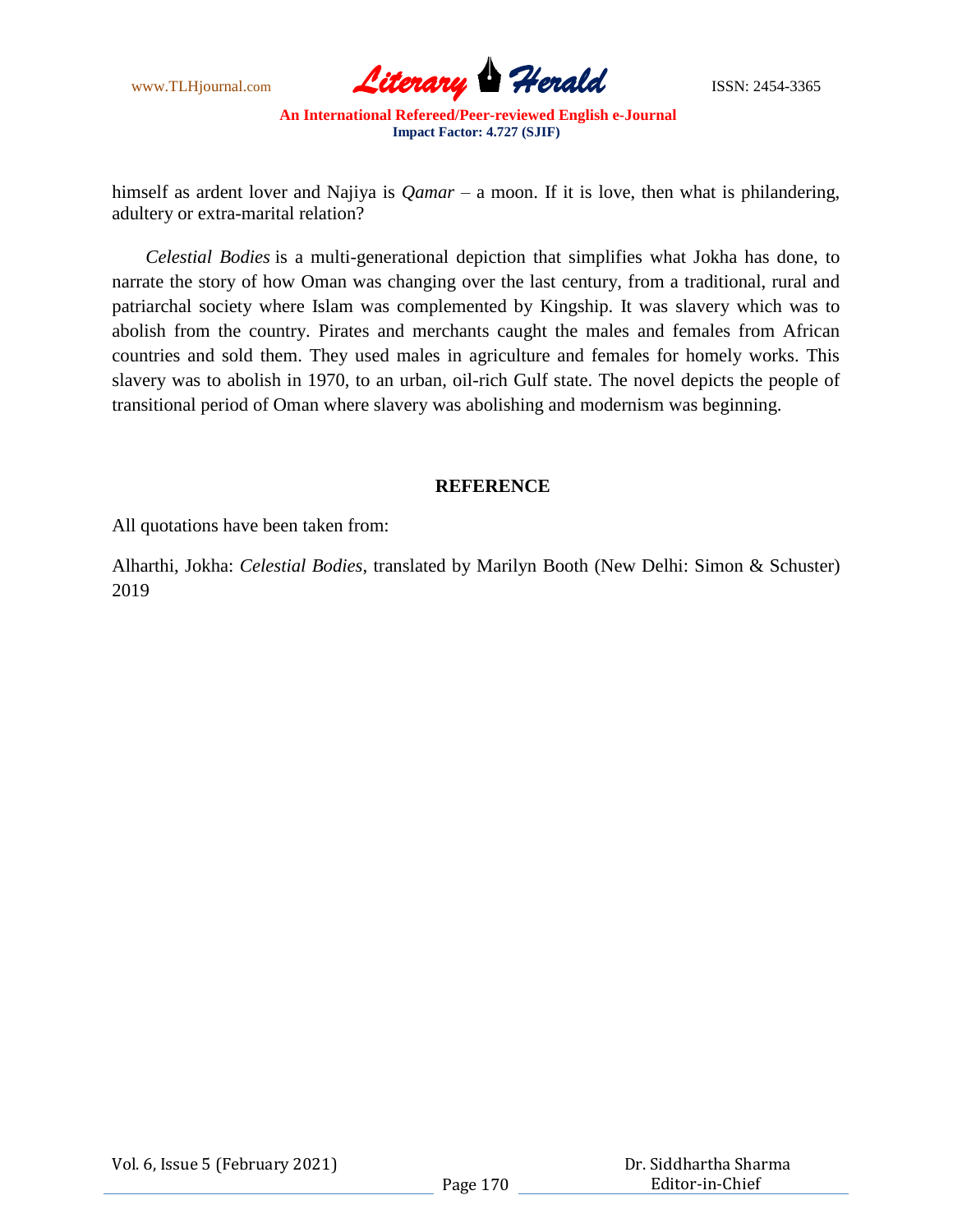himself as ardent lover and Najiya is *Qamar* – a moon. If it is love, then what is philandering, adultery or extra-marital relation?

*Celestial Bodies* is a multi-generational depiction that simplifies what Jokha has done, to narrate the story of how Oman was changing over the last century, from a traditional, rural and patriarchal society where Islam was complemented by Kingship. It was slavery which was to abolish from the country. Pirates and merchants caught the males and females from African countries and sold them. They used males in agriculture and females for homely works. This slavery was to abolish in 1970, to an urban, oil-rich Gulf state. The novel depicts the people of transitional period of Oman where slavery was abolishing and modernism was beginning.

## REFERENCE

All quotations have been taken from:

Alharthi, Jokha: *Celestial Bodies*, translated by Marilyn Booth (New Delhi: Simon & Schuster) 2019